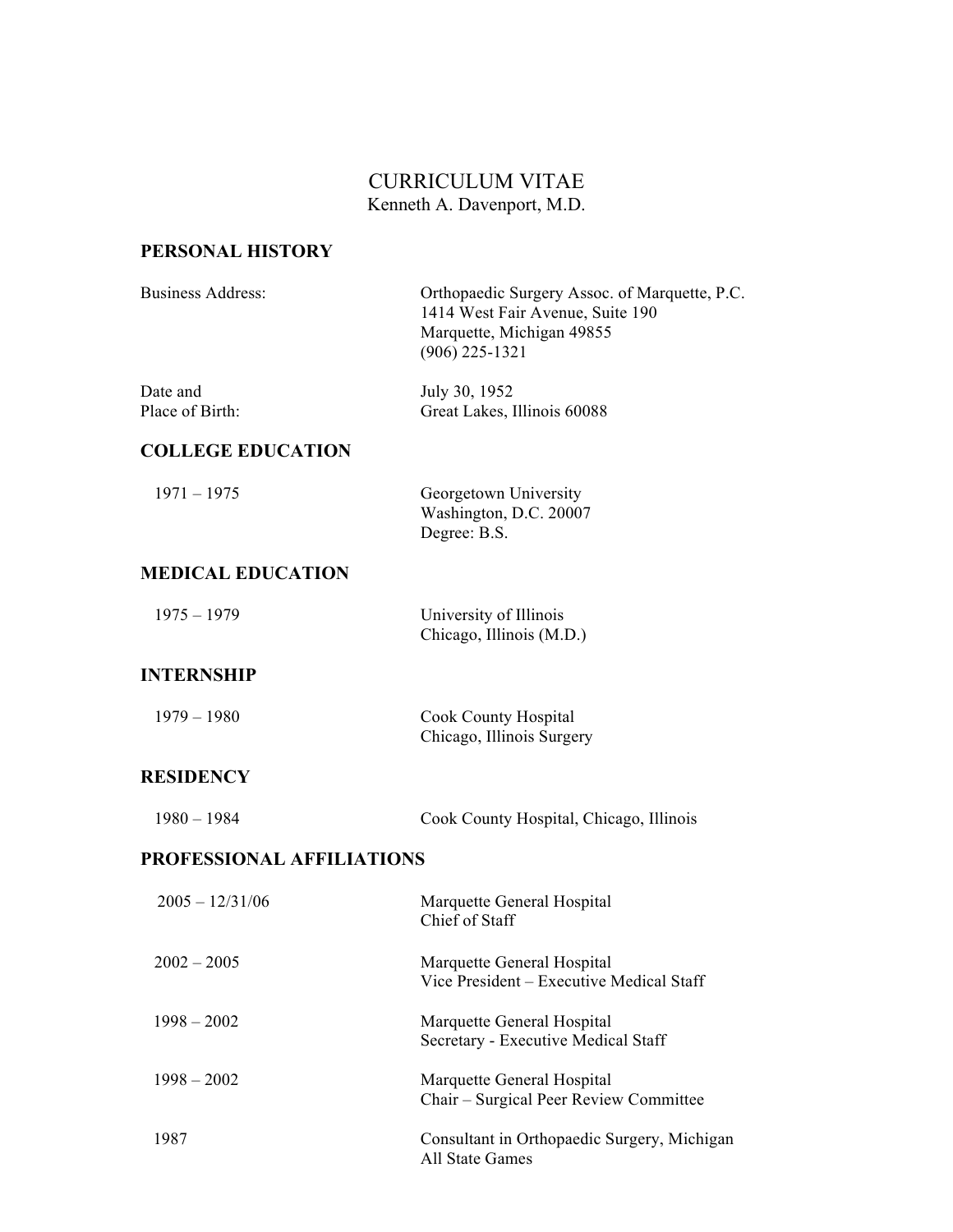# CURRICULUM VITAE

Kenneth A. Davenport, M.D.

## PERSONAL HISTORY

| | |
|---|---|
| Business Address: | Orthopaedic Surgery Assoc. of Marquette, P.C.<br>1414 West Fair Avenue, Suite 190<br>Marquette, Michigan 49855<br>(906) 225-1321 |
| Date and Place of Birth: | July 30, 1952<br>Great Lakes, Illinois 60088 |

## COLLEGE EDUCATION

| | |
|---|---|
| 1971 – 1975 | Georgetown University<br>Washington, D.C. 20007<br>Degree: B.S. |

## MEDICAL EDUCATION

| | |
|---|---|
| 1975 – 1979 | University of Illinois<br>Chicago, Illinois (M.D.) |

## INTERNSHIP

| | |
|---|---|
| 1979 – 1980 | Cook County Hospital<br>Chicago, Illinois Surgery |

## RESIDENCY

| | |
|---|---|
| 1980 – 1984 | Cook County Hospital, Chicago, Illinois |

## PROFESSIONAL AFFILIATIONS

| | |
|---|---|
| 2005 – 12/31/06 | Marquette General Hospital<br>Chief of Staff |
| 2002 – 2005 | Marquette General Hospital<br>Vice President – Executive Medical Staff |
| 1998 – 2002 | Marquette General Hospital<br>Secretary - Executive Medical Staff |
| 1998 – 2002 | Marquette General Hospital<br>Chair – Surgical Peer Review Committee |
| 1987 | Consultant in Orthopaedic Surgery, Michigan All State Games |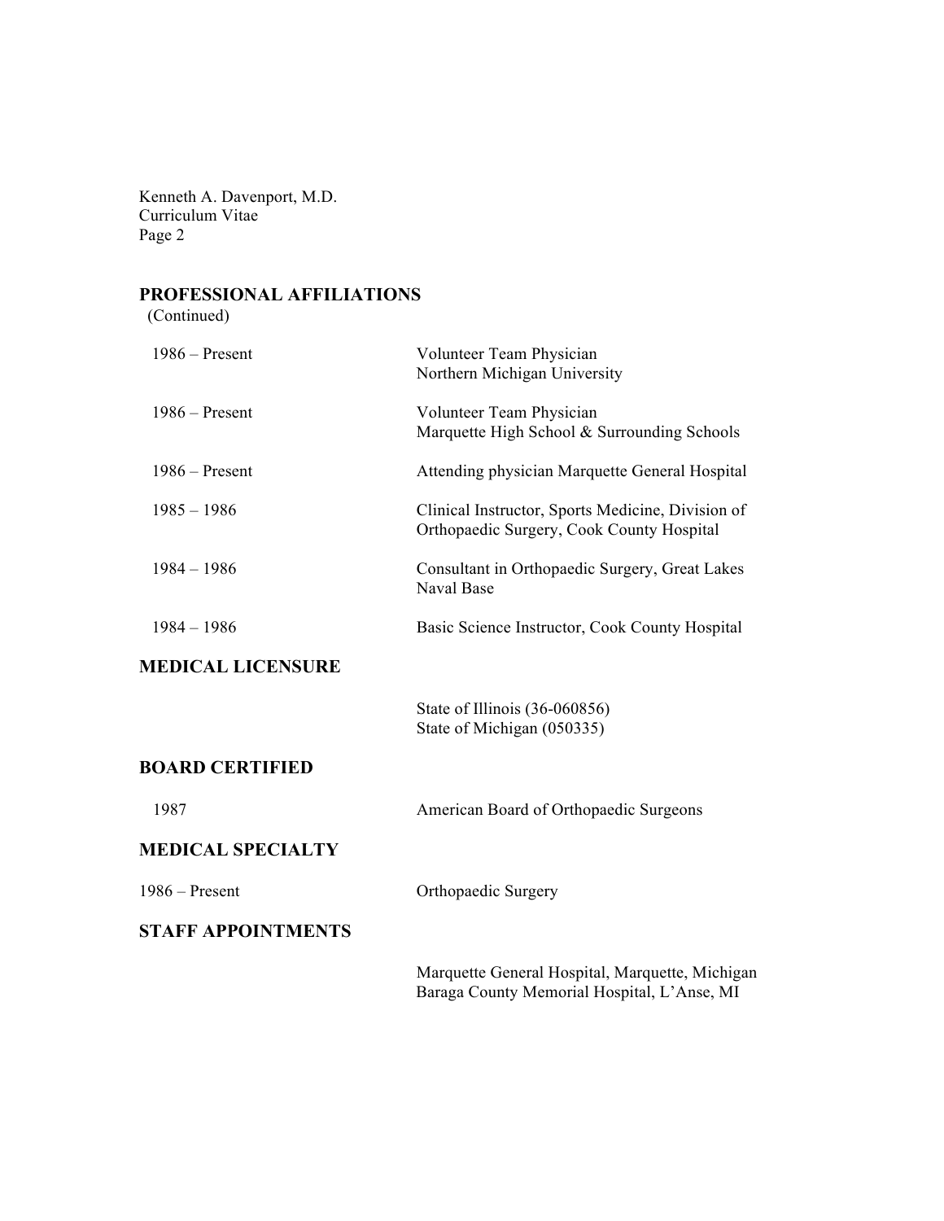## PROFESSIONAL AFFILIATIONS

(Continued)

| | |
|---|---|
| 1986 – Present | Volunteer Team Physician<br>Northern Michigan University |
| 1986 – Present | Volunteer Team Physician<br>Marquette High School & Surrounding Schools |
| 1986 – Present | Attending physician Marquette General Hospital |
| 1985 – 1986 | Clinical Instructor, Sports Medicine, Division of Orthopaedic Surgery, Cook County Hospital |
| 1984 – 1986 | Consultant in Orthopaedic Surgery, Great Lakes Naval Base |
| 1984 – 1986 | Basic Science Instructor, Cook County Hospital |

## MEDICAL LICENSURE

State of Illinois (36-060856)
State of Michigan (050335)

## BOARD CERTIFIED

| | |
|---|---|
| 1987 | American Board of Orthopaedic Surgeons |

## MEDICAL SPECIALTY

| | |
|---|---|
| 1986 – Present | Orthopaedic Surgery |

## STAFF APPOINTMENTS

Marquette General Hospital, Marquette, Michigan
Baraga County Memorial Hospital, L'Anse, MI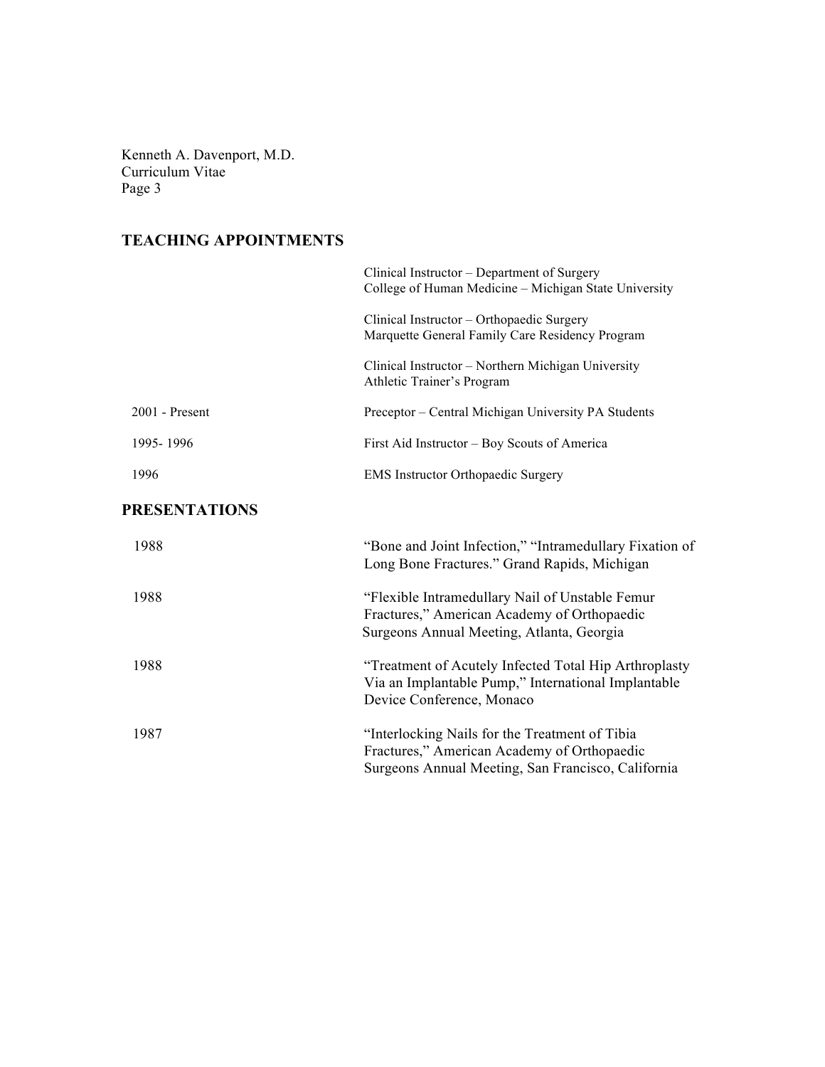## TEACHING APPOINTMENTS

| | |
|---|---|
| | Clinical Instructor – Department of Surgery<br>College of Human Medicine – Michigan State University |
| | Clinical Instructor – Orthopaedic Surgery<br>Marquette General Family Care Residency Program |
| | Clinical Instructor – Northern Michigan University<br>Athletic Trainer's Program |
| 2001 - Present | Preceptor – Central Michigan University PA Students |
| 1995- 1996 | First Aid Instructor – Boy Scouts of America |
| 1996 | EMS Instructor Orthopaedic Surgery |

## PRESENTATIONS

| | |
|---|---|
| 1988 | "Bone and Joint Infection," "Intramedullary Fixation of Long Bone Fractures." Grand Rapids, Michigan |
| 1988 | "Flexible Intramedullary Nail of Unstable Femur Fractures," American Academy of Orthopaedic Surgeons Annual Meeting, Atlanta, Georgia |
| 1988 | "Treatment of Acutely Infected Total Hip Arthroplasty Via an Implantable Pump," International Implantable Device Conference, Monaco |
| 1987 | "Interlocking Nails for the Treatment of Tibia Fractures," American Academy of Orthopaedic Surgeons Annual Meeting, San Francisco, California |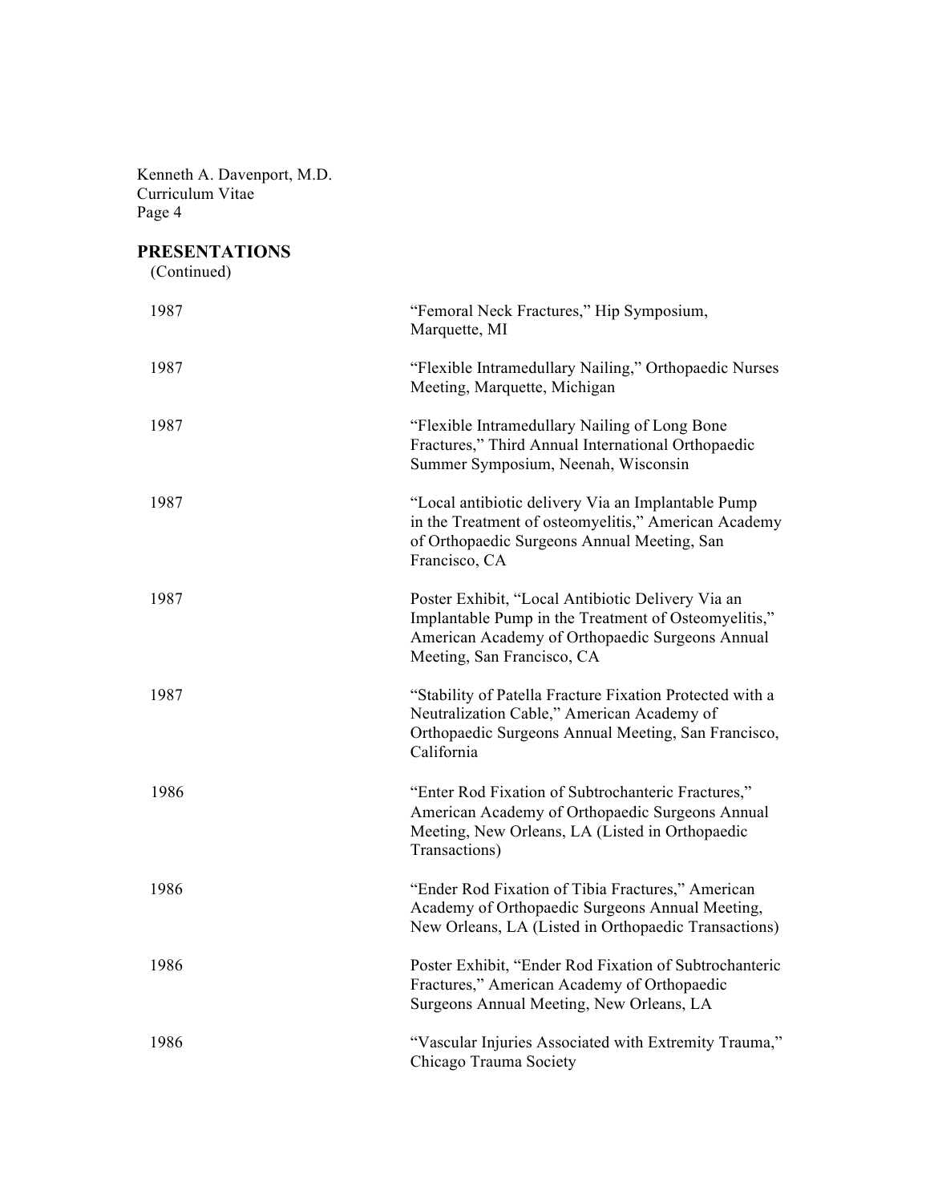## PRESENTATIONS

(Continued)

| | |
|---|---|
| 1987 | "Femoral Neck Fractures," Hip Symposium, Marquette, MI |
| 1987 | "Flexible Intramedullary Nailing," Orthopaedic Nurses Meeting, Marquette, Michigan |
| 1987 | "Flexible Intramedullary Nailing of Long Bone Fractures," Third Annual International Orthopaedic Summer Symposium, Neenah, Wisconsin |
| 1987 | "Local antibiotic delivery Via an Implantable Pump in the Treatment of osteomyelitis," American Academy of Orthopaedic Surgeons Annual Meeting, San Francisco, CA |
| 1987 | Poster Exhibit, "Local Antibiotic Delivery Via an Implantable Pump in the Treatment of Osteomyelitis," American Academy of Orthopaedic Surgeons Annual Meeting, San Francisco, CA |
| 1987 | "Stability of Patella Fracture Fixation Protected with a Neutralization Cable," American Academy of Orthopaedic Surgeons Annual Meeting, San Francisco, California |
| 1986 | "Enter Rod Fixation of Subtrochanteric Fractures," American Academy of Orthopaedic Surgeons Annual Meeting, New Orleans, LA (Listed in Orthopaedic Transactions) |
| 1986 | "Ender Rod Fixation of Tibia Fractures," American Academy of Orthopaedic Surgeons Annual Meeting, New Orleans, LA (Listed in Orthopaedic Transactions) |
| 1986 | Poster Exhibit, "Ender Rod Fixation of Subtrochanteric Fractures," American Academy of Orthopaedic Surgeons Annual Meeting, New Orleans, LA |
| 1986 | "Vascular Injuries Associated with Extremity Trauma," Chicago Trauma Society |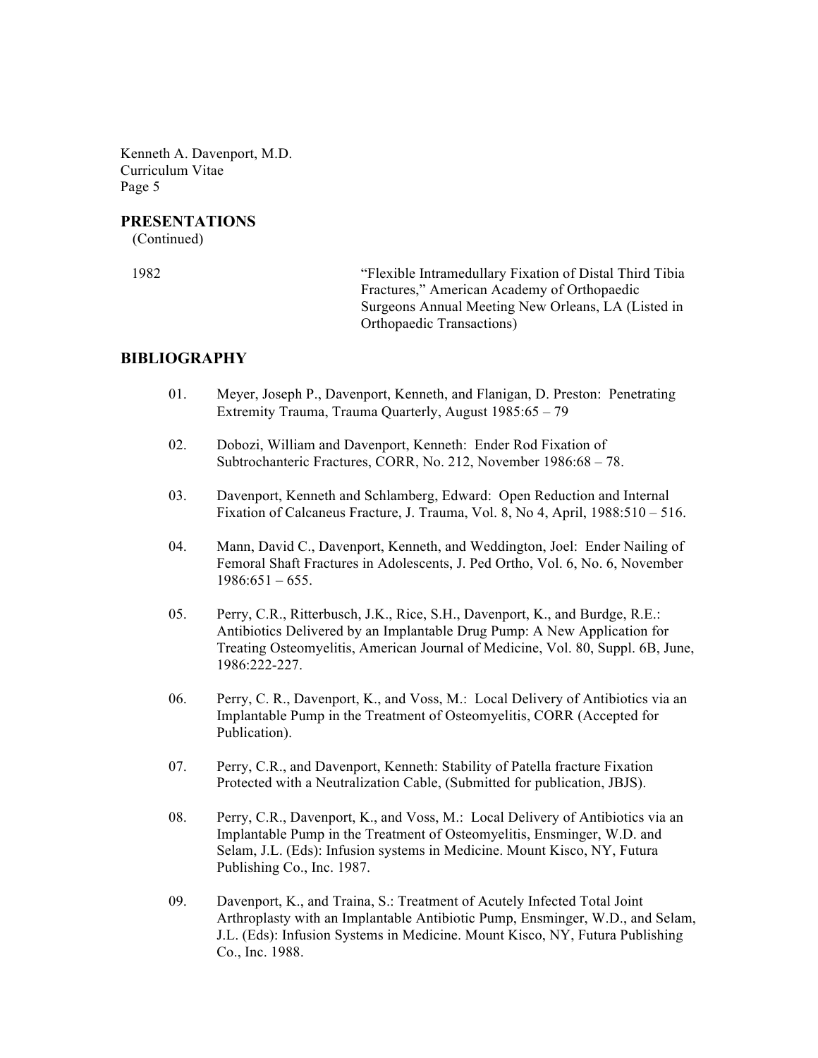## PRESENTATIONS

(Continued)

| | |
|---|---|
| 1982 | "Flexible Intramedullary Fixation of Distal Third Tibia Fractures," American Academy of Orthopaedic Surgeons Annual Meeting New Orleans, LA (Listed in Orthopaedic Transactions) |

## BIBLIOGRAPHY

01. Meyer, Joseph P., Davenport, Kenneth, and Flanigan, D. Preston: Penetrating Extremity Trauma, Trauma Quarterly, August 1985:65 – 79

02. Dobozi, William and Davenport, Kenneth: Ender Rod Fixation of Subtrochanteric Fractures, CORR, No. 212, November 1986:68 – 78.

03. Davenport, Kenneth and Schlamberg, Edward: Open Reduction and Internal Fixation of Calcaneus Fracture, J. Trauma, Vol. 8, No 4, April, 1988:510 – 516.

04. Mann, David C., Davenport, Kenneth, and Weddington, Joel: Ender Nailing of Femoral Shaft Fractures in Adolescents, J. Ped Ortho, Vol. 6, No. 6, November 1986:651 – 655.

05. Perry, C.R., Ritterbusch, J.K., Rice, S.H., Davenport, K., and Burdge, R.E.: Antibiotics Delivered by an Implantable Drug Pump: A New Application for Treating Osteomyelitis, American Journal of Medicine, Vol. 80, Suppl. 6B, June, 1986:222-227.

06. Perry, C. R., Davenport, K., and Voss, M.: Local Delivery of Antibiotics via an Implantable Pump in the Treatment of Osteomyelitis, CORR (Accepted for Publication).

07. Perry, C.R., and Davenport, Kenneth: Stability of Patella fracture Fixation Protected with a Neutralization Cable, (Submitted for publication, JBJS).

08. Perry, C.R., Davenport, K., and Voss, M.: Local Delivery of Antibiotics via an Implantable Pump in the Treatment of Osteomyelitis, Ensminger, W.D. and Selam, J.L. (Eds): Infusion systems in Medicine. Mount Kisco, NY, Futura Publishing Co., Inc. 1987.

09. Davenport, K., and Traina, S.: Treatment of Acutely Infected Total Joint Arthroplasty with an Implantable Antibiotic Pump, Ensminger, W.D., and Selam, J.L. (Eds): Infusion Systems in Medicine. Mount Kisco, NY, Futura Publishing Co., Inc. 1988.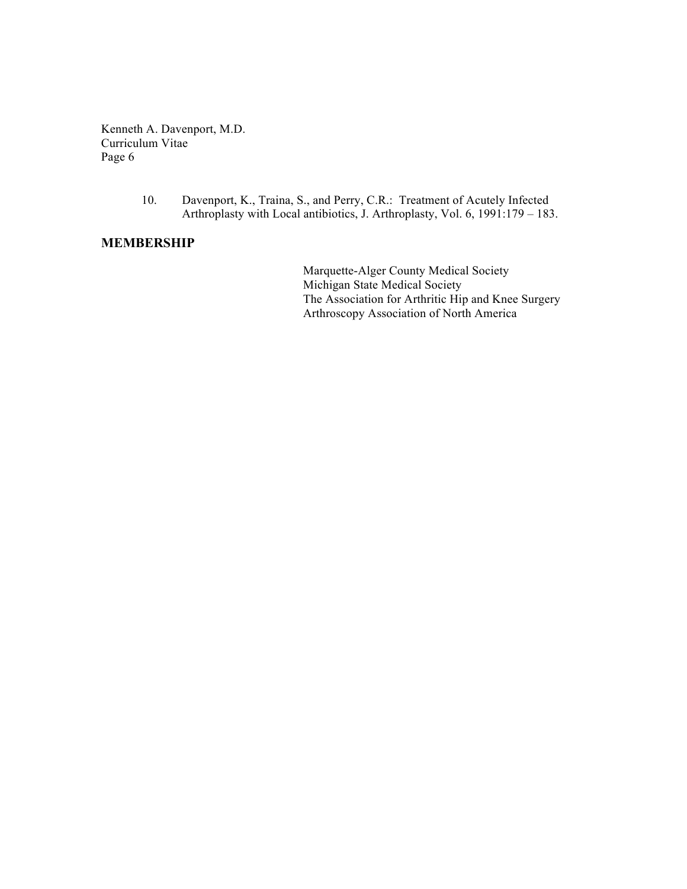10. Davenport, K., Traina, S., and Perry, C.R.: Treatment of Acutely Infected Arthroplasty with Local antibiotics, J. Arthroplasty, Vol. 6, 1991:179 – 183.

## MEMBERSHIP

Marquette-Alger County Medical Society
Michigan State Medical Society
The Association for Arthritic Hip and Knee Surgery
Arthroscopy Association of North America